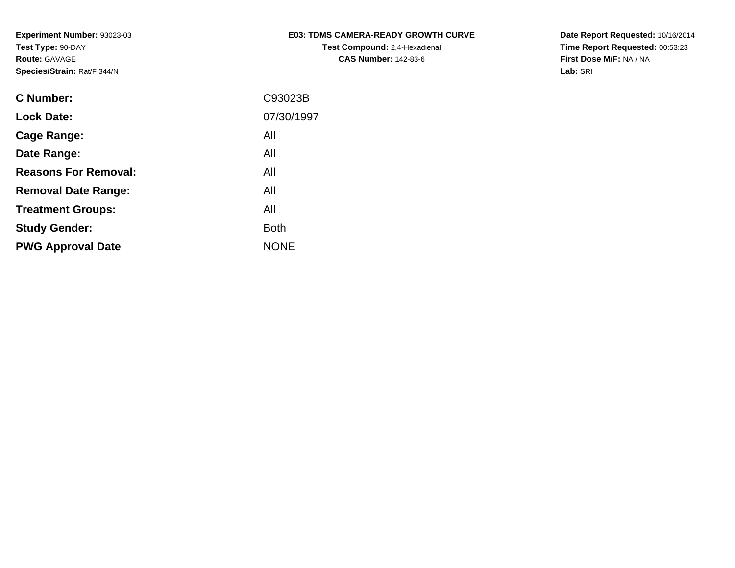**Experiment Number:** 93023-03
**Test Type:** 90-DAY
**Route:** GAVAGE
**Species/Strain:** Rat/F 344/N

**E03: TDMS CAMERA-READY GROWTH CURVE**
**Test Compound:** 2,4-Hexadienal
**CAS Number:** 142-83-6

**Date Report Requested:** 10/16/2014
**Time Report Requested:** 00:53:23
**First Dose M/F:** NA / NA
**Lab:** SRI

| | |
|---|---|
| **C Number:** | C93023B |
| **Lock Date:** | 07/30/1997 |
| **Cage Range:** | All |
| **Date Range:** | All |
| **Reasons For Removal:** | All |
| **Removal Date Range:** | All |
| **Treatment Groups:** | All |
| **Study Gender:** | Both |
| **PWG Approval Date** | NONE |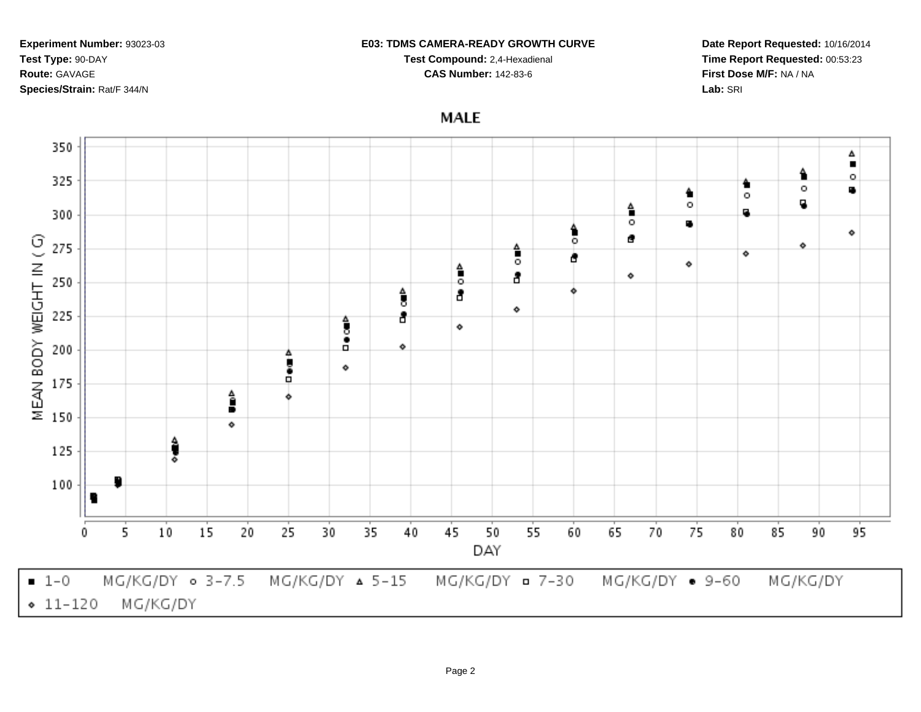**Experiment Number:** 93023-03
**Test Type:** 90-DAY
**Route:** GAVAGE
**Species/Strain:** Rat/F 344/N

**E03: TDMS CAMERA-READY GROWTH CURVE**
**Test Compound:** 2,4-Hexadienal
**CAS Number:** 142-83-6

**Date Report Requested:** 10/16/2014
**Time Report Requested:** 00:53:23
**First Dose M/F:** NA / NA
**Lab:** SRI

MALE

MEAN BODY WEIGHT IN ( G)

DAY

■ 1-0 MG/KG/DY ○ 3-7.5 MG/KG/DY ▵ 5-15 MG/KG/DY □ 7-30 MG/KG/DY ● 9-60 MG/KG/DY ◇ 11-120 MG/KG/DY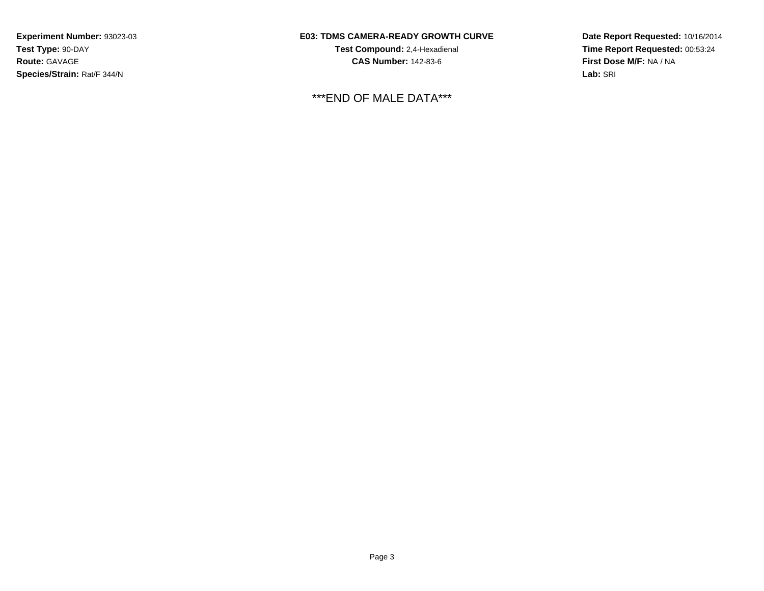**Experiment Number:** 93023-03
**Test Type:** 90-DAY
**Route:** GAVAGE
**Species/Strain:** Rat/F 344/N

**E03: TDMS CAMERA-READY GROWTH CURVE**
**Test Compound:** 2,4-Hexadienal
**CAS Number:** 142-83-6

**Date Report Requested:** 10/16/2014
**Time Report Requested:** 00:53:24
**First Dose M/F:** NA / NA
**Lab:** SRI

***END OF MALE DATA***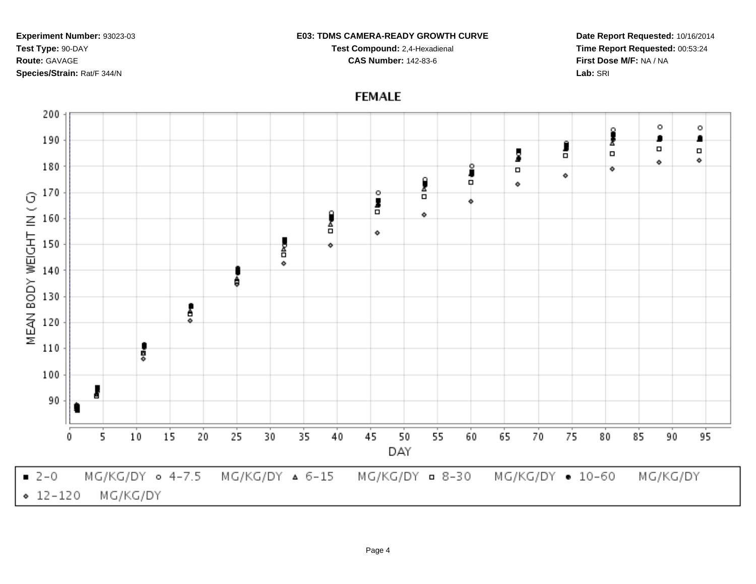**Experiment Number:** 93023-03
**Test Type:** 90-DAY
**Route:** GAVAGE
**Species/Strain:** Rat/F 344/N

**E03: TDMS CAMERA-READY GROWTH CURVE**
**Test Compound:** 2,4-Hexadienal
**CAS Number:** 142-83-6

**Date Report Requested:** 10/16/2014
**Time Report Requested:** 00:53:24
**First Dose M/F:** NA / NA
**Lab:** SRI

FEMALE

MEAN BODY WEIGHT IN ( G )

DAY

■ 2-0 MG/KG/DY ○ 4-7.5 MG/KG/DY △ 6-15 MG/KG/DY □ 8-30 MG/KG/DY ● 10-60 MG/KG/DY ◇ 12-120 MG/KG/DY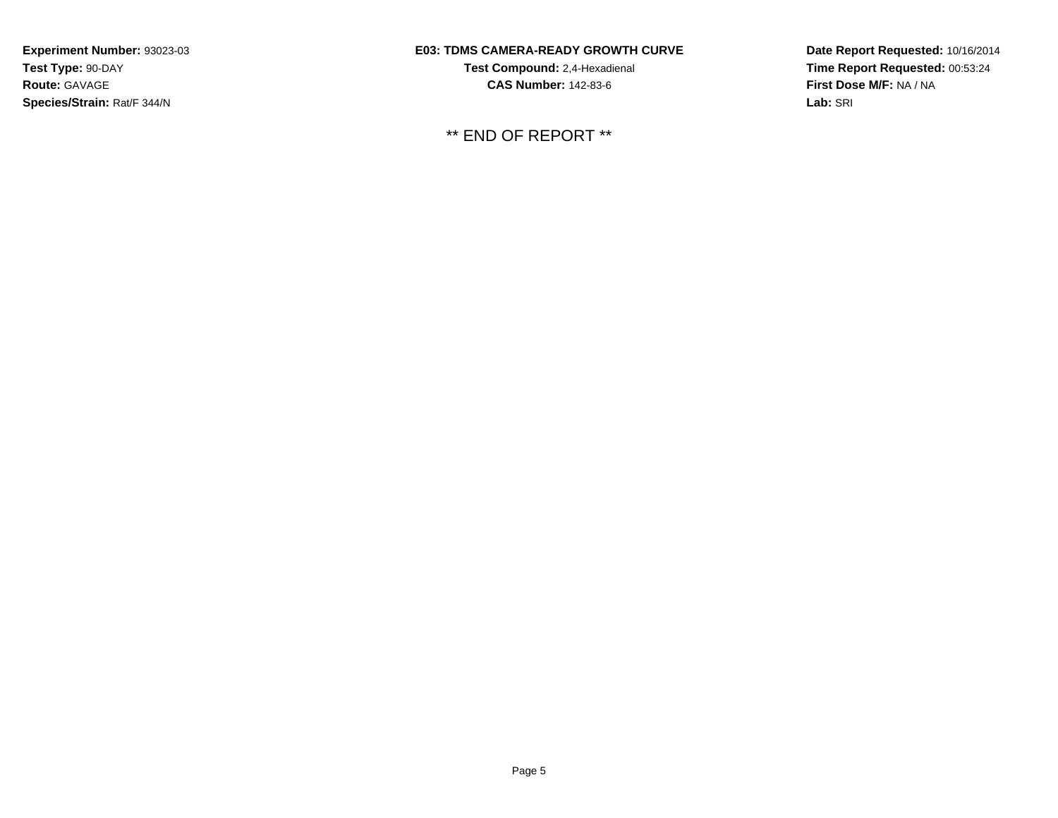**Experiment Number:** 93023-03
**Test Type:** 90-DAY
**Route:** GAVAGE
**Species/Strain:** Rat/F 344/N

**E03: TDMS CAMERA-READY GROWTH CURVE**
**Test Compound:** 2,4-Hexadienal
**CAS Number:** 142-83-6

**Date Report Requested:** 10/16/2014
**Time Report Requested:** 00:53:24
**First Dose M/F:** NA / NA
**Lab:** SRI

** END OF REPORT **